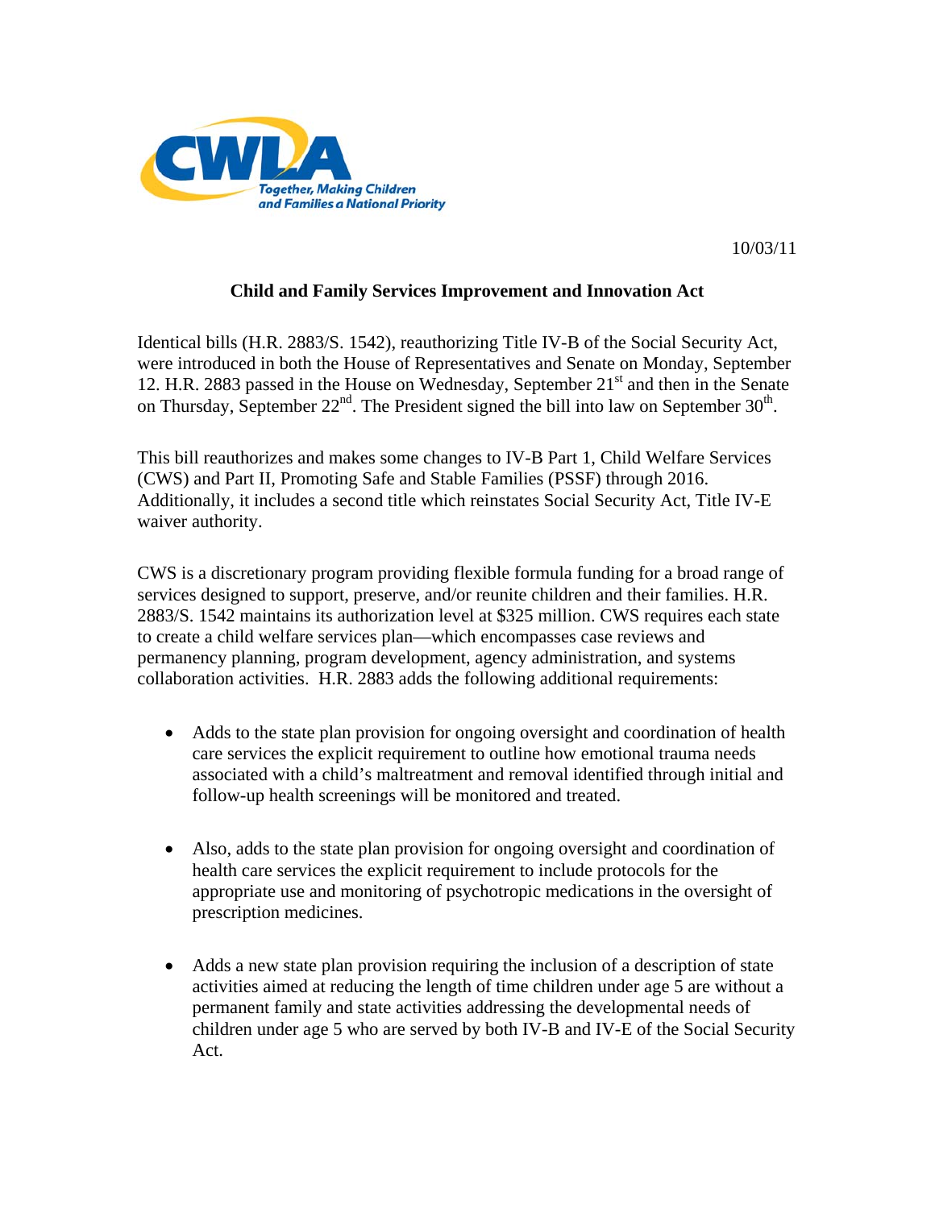CWLA

*Together, Making Children and Families a National Priority*

10/03/11

**Child and Family Services Improvement and Innovation Act**

Identical bills (H.R. 2883/S. 1542), reauthorizing Title IV-B of the Social Security Act, were introduced in both the House of Representatives and Senate on Monday, September 12. H.R. 2883 passed in the House on Wednesday, September 21st and then in the Senate on Thursday, September 22nd. The President signed the bill into law on September 30th.

This bill reauthorizes and makes some changes to IV-B Part 1, Child Welfare Services (CWS) and Part II, Promoting Safe and Stable Families (PSSF) through 2016. Additionally, it includes a second title which reinstates Social Security Act, Title IV-E waiver authority.

CWS is a discretionary program providing flexible formula funding for a broad range of services designed to support, preserve, and/or reunite children and their families. H.R. 2883/S. 1542 maintains its authorization level at $325 million. CWS requires each state to create a child welfare services plan—which encompasses case reviews and permanency planning, program development, agency administration, and systems collaboration activities. H.R. 2883 adds the following additional requirements:

- Adds to the state plan provision for ongoing oversight and coordination of health care services the explicit requirement to outline how emotional trauma needs associated with a child's maltreatment and removal identified through initial and follow-up health screenings will be monitored and treated.

- Also, adds to the state plan provision for ongoing oversight and coordination of health care services the explicit requirement to include protocols for the appropriate use and monitoring of psychotropic medications in the oversight of prescription medicines.

- Adds a new state plan provision requiring the inclusion of a description of state activities aimed at reducing the length of time children under age 5 are without a permanent family and state activities addressing the developmental needs of children under age 5 who are served by both IV-B and IV-E of the Social Security Act.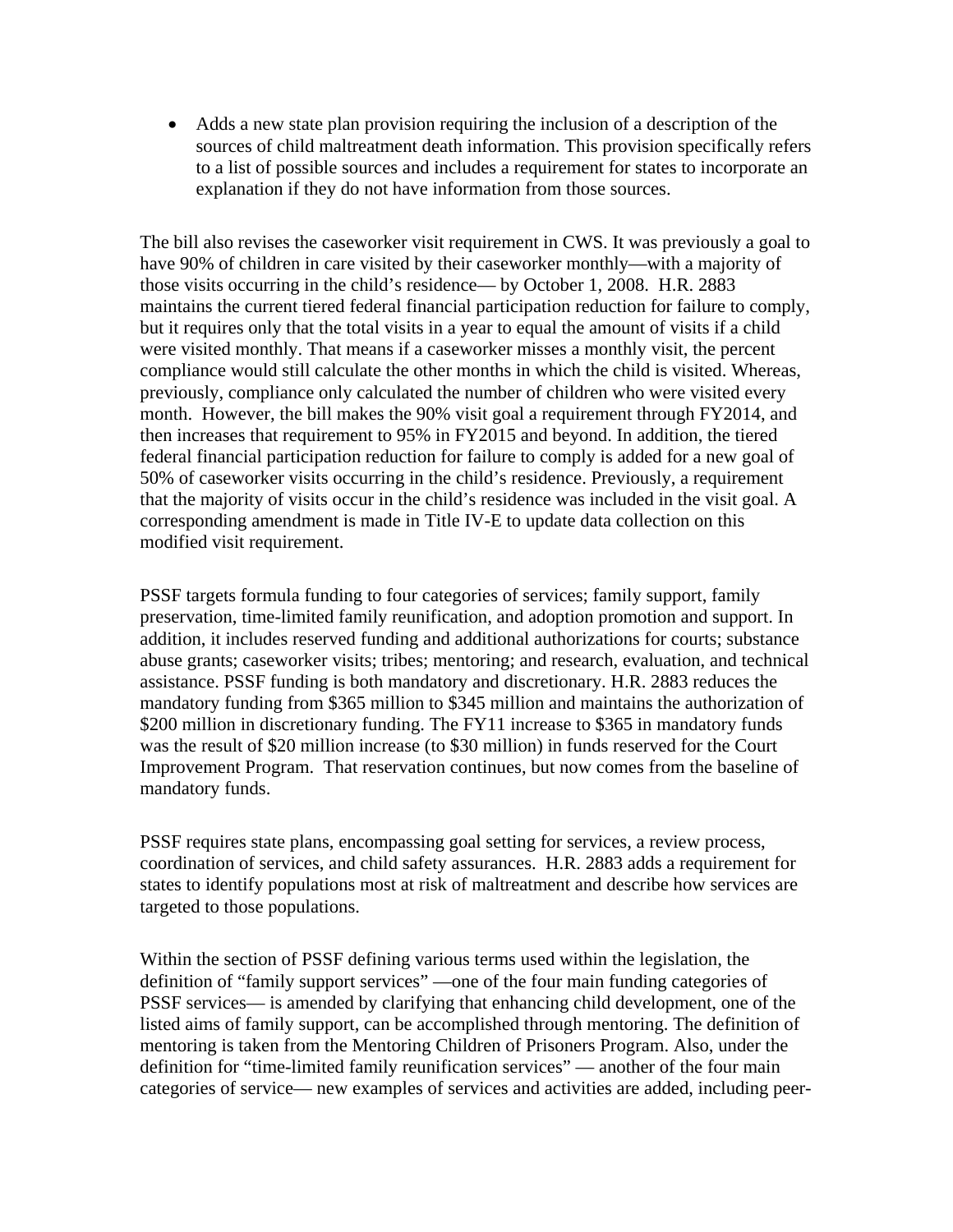- Adds a new state plan provision requiring the inclusion of a description of the sources of child maltreatment death information. This provision specifically refers to a list of possible sources and includes a requirement for states to incorporate an explanation if they do not have information from those sources.

The bill also revises the caseworker visit requirement in CWS. It was previously a goal to have 90% of children in care visited by their caseworker monthly—with a majority of those visits occurring in the child's residence— by October 1, 2008. H.R. 2883 maintains the current tiered federal financial participation reduction for failure to comply, but it requires only that the total visits in a year to equal the amount of visits if a child were visited monthly. That means if a caseworker misses a monthly visit, the percent compliance would still calculate the other months in which the child is visited. Whereas, previously, compliance only calculated the number of children who were visited every month. However, the bill makes the 90% visit goal a requirement through FY2014, and then increases that requirement to 95% in FY2015 and beyond. In addition, the tiered federal financial participation reduction for failure to comply is added for a new goal of 50% of caseworker visits occurring in the child's residence. Previously, a requirement that the majority of visits occur in the child's residence was included in the visit goal. A corresponding amendment is made in Title IV-E to update data collection on this modified visit requirement.

PSSF targets formula funding to four categories of services; family support, family preservation, time-limited family reunification, and adoption promotion and support. In addition, it includes reserved funding and additional authorizations for courts; substance abuse grants; caseworker visits; tribes; mentoring; and research, evaluation, and technical assistance. PSSF funding is both mandatory and discretionary. H.R. 2883 reduces the mandatory funding from $365 million to $345 million and maintains the authorization of $200 million in discretionary funding. The FY11 increase to $365 in mandatory funds was the result of $20 million increase (to $30 million) in funds reserved for the Court Improvement Program. That reservation continues, but now comes from the baseline of mandatory funds.

PSSF requires state plans, encompassing goal setting for services, a review process, coordination of services, and child safety assurances. H.R. 2883 adds a requirement for states to identify populations most at risk of maltreatment and describe how services are targeted to those populations.

Within the section of PSSF defining various terms used within the legislation, the definition of "family support services" —one of the four main funding categories of PSSF services— is amended by clarifying that enhancing child development, one of the listed aims of family support, can be accomplished through mentoring. The definition of mentoring is taken from the Mentoring Children of Prisoners Program. Also, under the definition for "time-limited family reunification services" — another of the four main categories of service— new examples of services and activities are added, including peer-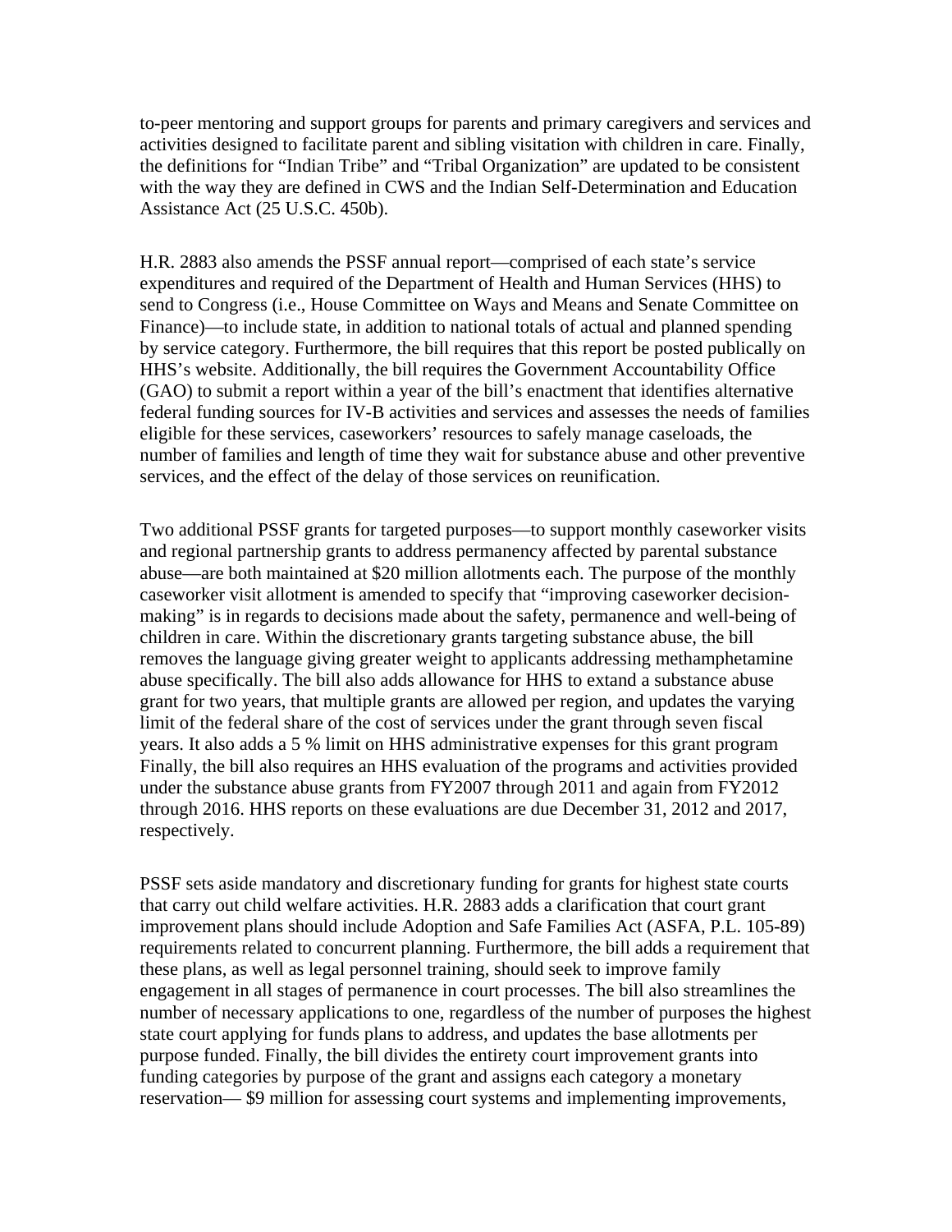to-peer mentoring and support groups for parents and primary caregivers and services and activities designed to facilitate parent and sibling visitation with children in care. Finally, the definitions for "Indian Tribe" and "Tribal Organization" are updated to be consistent with the way they are defined in CWS and the Indian Self-Determination and Education Assistance Act (25 U.S.C. 450b).

H.R. 2883 also amends the PSSF annual report—comprised of each state's service expenditures and required of the Department of Health and Human Services (HHS) to send to Congress (i.e., House Committee on Ways and Means and Senate Committee on Finance)—to include state, in addition to national totals of actual and planned spending by service category. Furthermore, the bill requires that this report be posted publically on HHS's website. Additionally, the bill requires the Government Accountability Office (GAO) to submit a report within a year of the bill's enactment that identifies alternative federal funding sources for IV-B activities and services and assesses the needs of families eligible for these services, caseworkers' resources to safely manage caseloads, the number of families and length of time they wait for substance abuse and other preventive services, and the effect of the delay of those services on reunification.

Two additional PSSF grants for targeted purposes—to support monthly caseworker visits and regional partnership grants to address permanency affected by parental substance abuse—are both maintained at $20 million allotments each. The purpose of the monthly caseworker visit allotment is amended to specify that "improving caseworker decision-making" is in regards to decisions made about the safety, permanence and well-being of children in care. Within the discretionary grants targeting substance abuse, the bill removes the language giving greater weight to applicants addressing methamphetamine abuse specifically. The bill also adds allowance for HHS to extand a substance abuse grant for two years, that multiple grants are allowed per region, and updates the varying limit of the federal share of the cost of services under the grant through seven fiscal years. It also adds a 5 % limit on HHS administrative expenses for this grant program Finally, the bill also requires an HHS evaluation of the programs and activities provided under the substance abuse grants from FY2007 through 2011 and again from FY2012 through 2016. HHS reports on these evaluations are due December 31, 2012 and 2017, respectively.

PSSF sets aside mandatory and discretionary funding for grants for highest state courts that carry out child welfare activities. H.R. 2883 adds a clarification that court grant improvement plans should include Adoption and Safe Families Act (ASFA, P.L. 105-89) requirements related to concurrent planning. Furthermore, the bill adds a requirement that these plans, as well as legal personnel training, should seek to improve family engagement in all stages of permanence in court processes. The bill also streamlines the number of necessary applications to one, regardless of the number of purposes the highest state court applying for funds plans to address, and updates the base allotments per purpose funded. Finally, the bill divides the entirety court improvement grants into funding categories by purpose of the grant and assigns each category a monetary reservation— $9 million for assessing court systems and implementing improvements,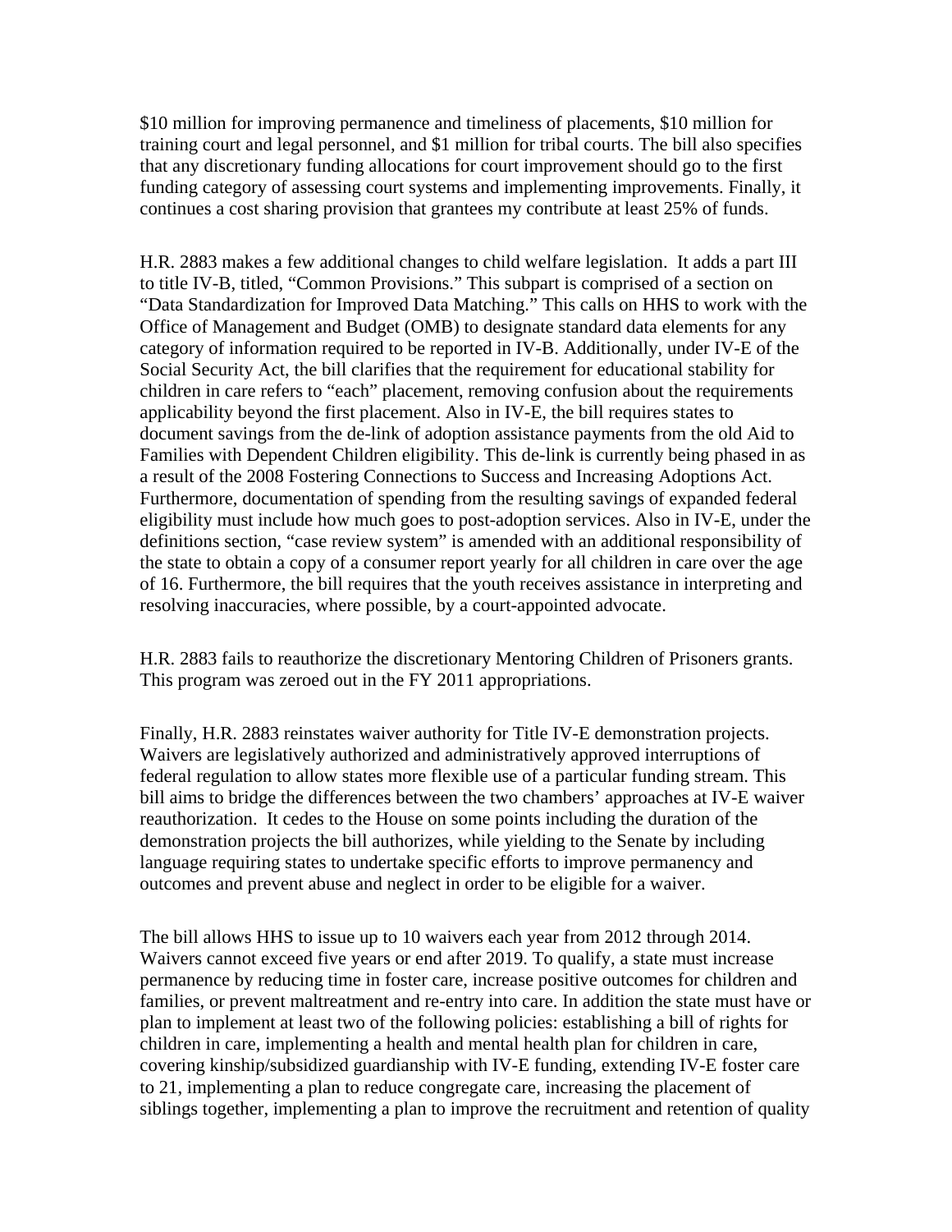$10 million for improving permanence and timeliness of placements, $10 million for training court and legal personnel, and $1 million for tribal courts. The bill also specifies that any discretionary funding allocations for court improvement should go to the first funding category of assessing court systems and implementing improvements. Finally, it continues a cost sharing provision that grantees my contribute at least 25% of funds.

H.R. 2883 makes a few additional changes to child welfare legislation. It adds a part III to title IV-B, titled, "Common Provisions." This subpart is comprised of a section on "Data Standardization for Improved Data Matching." This calls on HHS to work with the Office of Management and Budget (OMB) to designate standard data elements for any category of information required to be reported in IV-B. Additionally, under IV-E of the Social Security Act, the bill clarifies that the requirement for educational stability for children in care refers to "each" placement, removing confusion about the requirements applicability beyond the first placement. Also in IV-E, the bill requires states to document savings from the de-link of adoption assistance payments from the old Aid to Families with Dependent Children eligibility. This de-link is currently being phased in as a result of the 2008 Fostering Connections to Success and Increasing Adoptions Act. Furthermore, documentation of spending from the resulting savings of expanded federal eligibility must include how much goes to post-adoption services. Also in IV-E, under the definitions section, "case review system" is amended with an additional responsibility of the state to obtain a copy of a consumer report yearly for all children in care over the age of 16. Furthermore, the bill requires that the youth receives assistance in interpreting and resolving inaccuracies, where possible, by a court-appointed advocate.

H.R. 2883 fails to reauthorize the discretionary Mentoring Children of Prisoners grants. This program was zeroed out in the FY 2011 appropriations.

Finally, H.R. 2883 reinstates waiver authority for Title IV-E demonstration projects. Waivers are legislatively authorized and administratively approved interruptions of federal regulation to allow states more flexible use of a particular funding stream. This bill aims to bridge the differences between the two chambers' approaches at IV-E waiver reauthorization. It cedes to the House on some points including the duration of the demonstration projects the bill authorizes, while yielding to the Senate by including language requiring states to undertake specific efforts to improve permanency and outcomes and prevent abuse and neglect in order to be eligible for a waiver.

The bill allows HHS to issue up to 10 waivers each year from 2012 through 2014. Waivers cannot exceed five years or end after 2019. To qualify, a state must increase permanence by reducing time in foster care, increase positive outcomes for children and families, or prevent maltreatment and re-entry into care. In addition the state must have or plan to implement at least two of the following policies: establishing a bill of rights for children in care, implementing a health and mental health plan for children in care, covering kinship/subsidized guardianship with IV-E funding, extending IV-E foster care to 21, implementing a plan to reduce congregate care, increasing the placement of siblings together, implementing a plan to improve the recruitment and retention of quality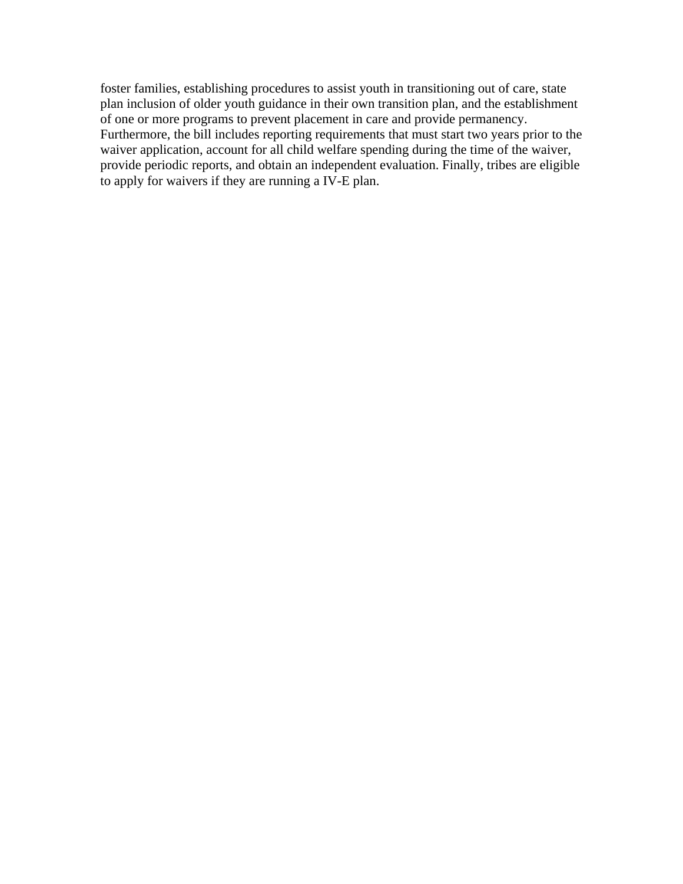foster families, establishing procedures to assist youth in transitioning out of care, state plan inclusion of older youth guidance in their own transition plan, and the establishment of one or more programs to prevent placement in care and provide permanency. Furthermore, the bill includes reporting requirements that must start two years prior to the waiver application, account for all child welfare spending during the time of the waiver, provide periodic reports, and obtain an independent evaluation. Finally, tribes are eligible to apply for waivers if they are running a IV-E plan.